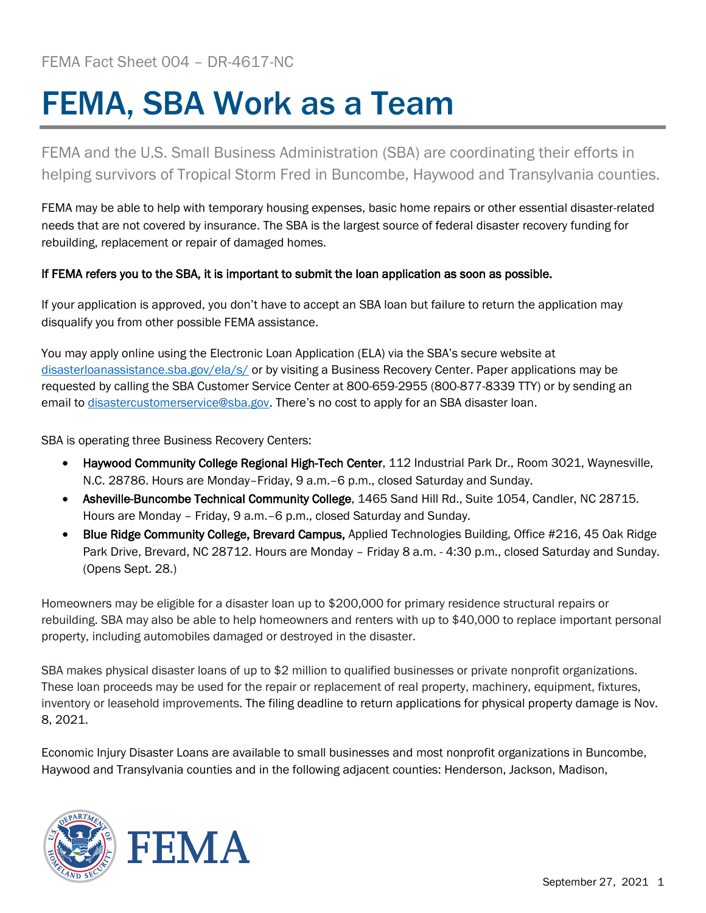FEMA Fact Sheet 004 – DR-4617-NC

# FEMA, SBA Work as a Team

FEMA and the U.S. Small Business Administration (SBA) are coordinating their efforts in helping survivors of Tropical Storm Fred in Buncombe, Haywood and Transylvania counties.

FEMA may be able to help with temporary housing expenses, basic home repairs or other essential disaster-related needs that are not covered by insurance. The SBA is the largest source of federal disaster recovery funding for rebuilding, replacement or repair of damaged homes.

**If FEMA refers you to the SBA, it is important to submit the loan application as soon as possible.**

If your application is approved, you don't have to accept an SBA loan but failure to return the application may disqualify you from other possible FEMA assistance.

You may apply online using the Electronic Loan Application (ELA) via the SBA's secure website at [disasterloanassistance.sba.gov/ela/s/](disasterloanassistance.sba.gov/ela/s/) or by visiting a Business Recovery Center. Paper applications may be requested by calling the SBA Customer Service Center at 800-659-2955 (800-877-8339 TTY) or by sending an email to [disastercustomerservice@sba.gov](mailto:disastercustomerservice@sba.gov). There's no cost to apply for an SBA disaster loan.

SBA is operating three Business Recovery Centers:

- **Haywood Community College Regional High-Tech Center**, 112 Industrial Park Dr., Room 3021, Waynesville, N.C. 28786. Hours are Monday–Friday, 9 a.m.–6 p.m., closed Saturday and Sunday.
- **Asheville-Buncombe Technical Community College**, 1465 Sand Hill Rd., Suite 1054, Candler, NC 28715. Hours are Monday – Friday, 9 a.m.–6 p.m., closed Saturday and Sunday.
- **Blue Ridge Community College, Brevard Campus,** Applied Technologies Building, Office #216, 45 Oak Ridge Park Drive, Brevard, NC 28712. Hours are Monday – Friday 8 a.m. - 4:30 p.m., closed Saturday and Sunday. (Opens Sept. 28.)

Homeowners may be eligible for a disaster loan up to $200,000 for primary residence structural repairs or rebuilding. SBA may also be able to help homeowners and renters with up to $40,000 to replace important personal property, including automobiles damaged or destroyed in the disaster.

SBA makes physical disaster loans of up to $2 million to qualified businesses or private nonprofit organizations. These loan proceeds may be used for the repair or replacement of real property, machinery, equipment, fixtures, inventory or leasehold improvements. The filing deadline to return applications for physical property damage is Nov. 8, 2021.

Economic Injury Disaster Loans are available to small businesses and most nonprofit organizations in Buncombe, Haywood and Transylvania counties and in the following adjacent counties: Henderson, Jackson, Madison,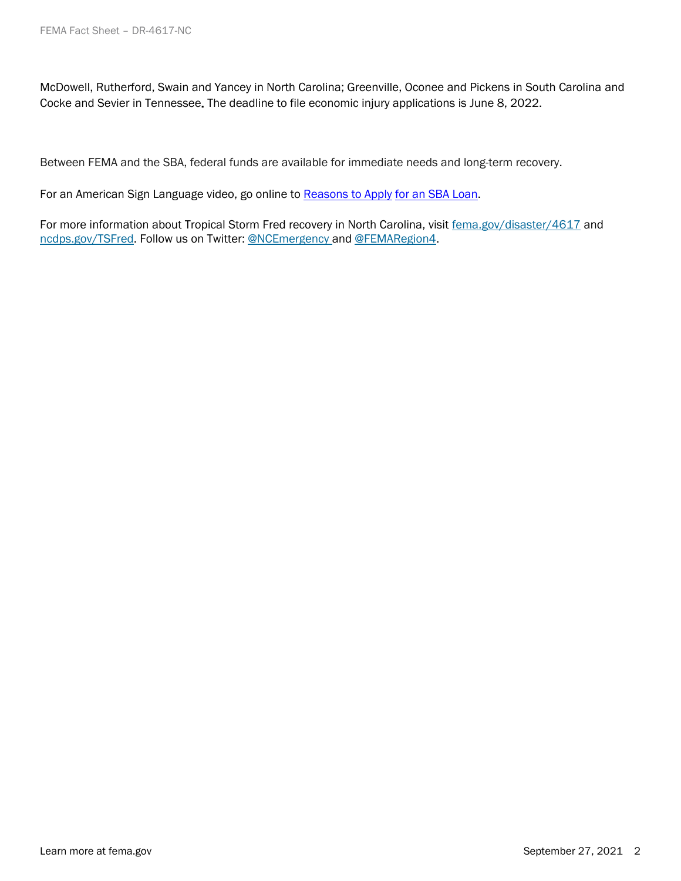McDowell, Rutherford, Swain and Yancey in North Carolina; Greenville, Oconee and Pickens in South Carolina and Cocke and Sevier in Tennessee. The deadline to file economic injury applications is June 8, 2022.

Between FEMA and the SBA, federal funds are available for immediate needs and long-term recovery.

For an American Sign Language video, go online to [Reasons to Apply](#) [for an SBA Loan](#).

For more information about Tropical Storm Fred recovery in North Carolina, visit [fema.gov/disaster/4617](#) and [ncdps.gov/TSFred](#). Follow us on Twitter: [@NCEmergency](#) and [@FEMARegion4](#).